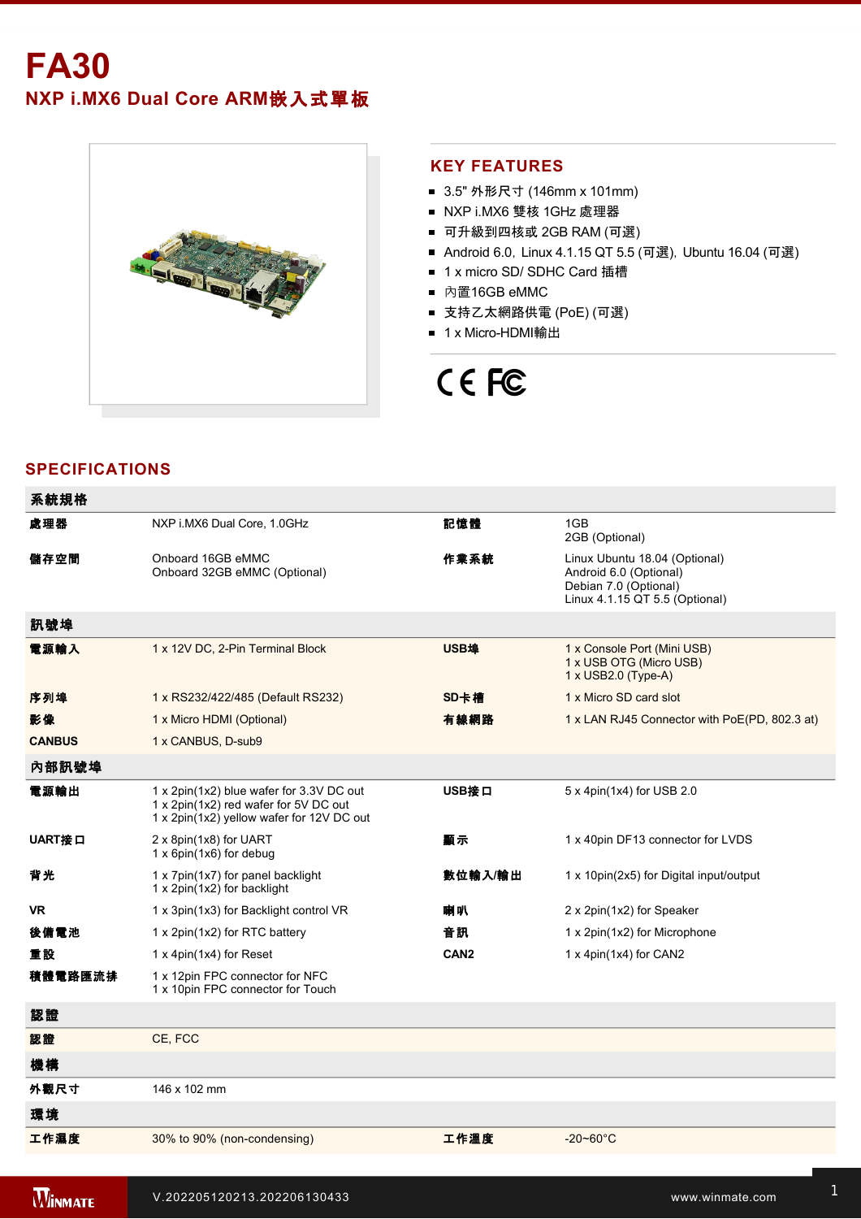# FA30

## NXP i.MX6 Dual Core ARM嵌入式單板

## KEY FEATURES

- 3.5" 外形尺寸 (146mm x 101mm)
- NXP i.MX6 雙核 1GHz 處理器
- 可升級到四核或 2GB RAM (可選)
- Android 6.0, Linux 4.1.15 QT 5.5 (可選), Ubuntu 16.04 (可選)
- 1 x micro SD/ SDHC Card 插槽
- 內置16GB eMMC
- 支持乙太網路供電 (PoE) (可選)
- 1 x Micro-HDMI輸出

## SPECIFICATIONS

| 系統規格 | | | |
|---|---|---|---|
| **處理器** | NXP i.MX6 Dual Core, 1.0GHz | **記憶體** | 1GB<br>2GB (Optional) |
| **儲存空間** | Onboard 16GB eMMC<br>Onboard 32GB eMMC (Optional) | **作業系統** | Linux Ubuntu 18.04 (Optional)<br>Android 6.0 (Optional)<br>Debian 7.0 (Optional)<br>Linux 4.1.15 QT 5.5 (Optional) |
| **訊號埠** | | | |
| **電源輸入** | 1 x 12V DC, 2-Pin Terminal Block | **USB埠** | 1 x Console Port (Mini USB)<br>1 x USB OTG (Micro USB)<br>1 x USB2.0 (Type-A) |
| **序列埠** | 1 x RS232/422/485 (Default RS232) | **SD卡槽** | 1 x Micro SD card slot |
| **影像** | 1 x Micro HDMI (Optional) | **有線網路** | 1 x LAN RJ45 Connector with PoE(PD, 802.3 at) |
| **CANBUS** | 1 x CANBUS, D-sub9 | | |
| **內部訊號埠** | | | |
| **電源輸出** | 1 x 2pin(1x2) blue wafer for 3.3V DC out<br>1 x 2pin(1x2) red wafer for 5V DC out<br>1 x 2pin(1x2) yellow wafer for 12V DC out | **USB接口** | 5 x 4pin(1x4) for USB 2.0 |
| **UART接口** | 2 x 8pin(1x8) for UART<br>1 x 6pin(1x6) for debug | **顯示** | 1 x 40pin DF13 connector for LVDS |
| **背光** | 1 x 7pin(1x7) for panel backlight<br>1 x 2pin(1x2) for backlight | **數位輸入/輸出** | 1 x 10pin(2x5) for Digital input/output |
| **VR** | 1 x 3pin(1x3) for Backlight control VR | **喇叭** | 2 x 2pin(1x2) for Speaker |
| **後備電池** | 1 x 2pin(1x2) for RTC battery | **音訊** | 1 x 2pin(1x2) for Microphone |
| **重設** | 1 x 4pin(1x4) for Reset | **CAN2** | 1 x 4pin(1x4) for CAN2 |
| **積體電路匯流排** | 1 x 12pin FPC connector for NFC<br>1 x 10pin FPC connector for Touch | | |
| **認證** | | | |
| **認證** | CE, FCC | | |
| **機構** | | | |
| **外觀尺寸** | 146 x 102 mm | | |
| **環境** | | | |
| **工作濕度** | 30% to 90% (non-condensing) | **工作溫度** | -20~60°C |

V.202205120213.202206130433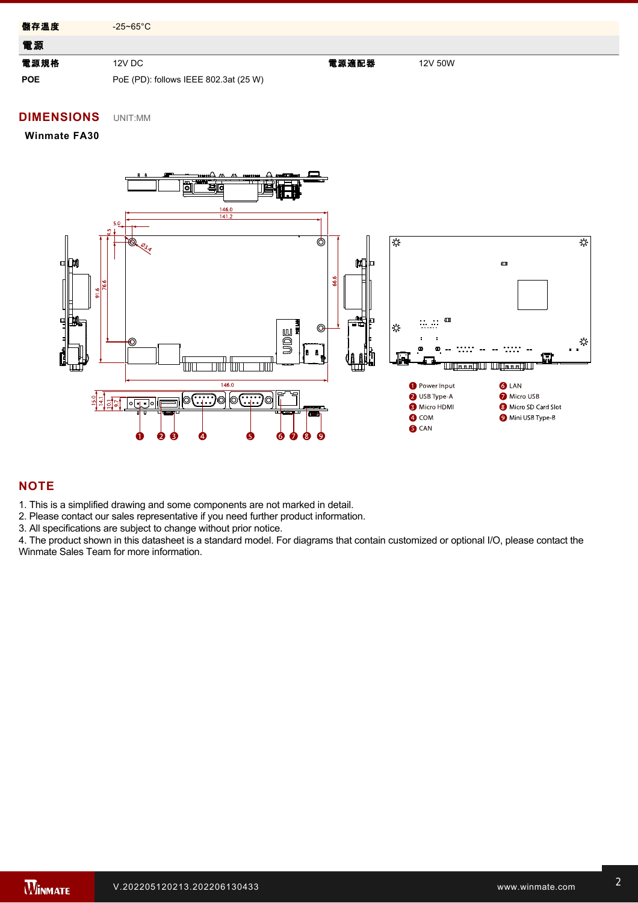| | | | |
|---|---|---|---|
| 儲存溫度 | -25~65°C | | |
| **電源** | | | |
| 電源規格 | 12V DC | 電源適配器 | 12V 50W |
| POE | PoE (PD): follows IEEE 802.3at (25 W) | | |

## DIMENSIONS UNIT:MM

**Winmate FA30**

146.0
141.2
5.0
4.5
Ø3.4
91.6
76.6
66.6
146.0
15.0
14.1
10.1
9.7

1 Power Input
2 USB Type-A
3 Micro HDMI
4 COM
5 CAN
6 LAN
7 Micro USB
8 Micro SD Card Slot
9 Mini USB Type-B

## NOTE

1. This is a simplified drawing and some components are not marked in detail.
2. Please contact our sales representative if you need further product information.
3. All specifications are subject to change without prior notice.
4. The product shown in this datasheet is a standard model. For diagrams that contain customized or optional I/O, please contact the Winmate Sales Team for more information.